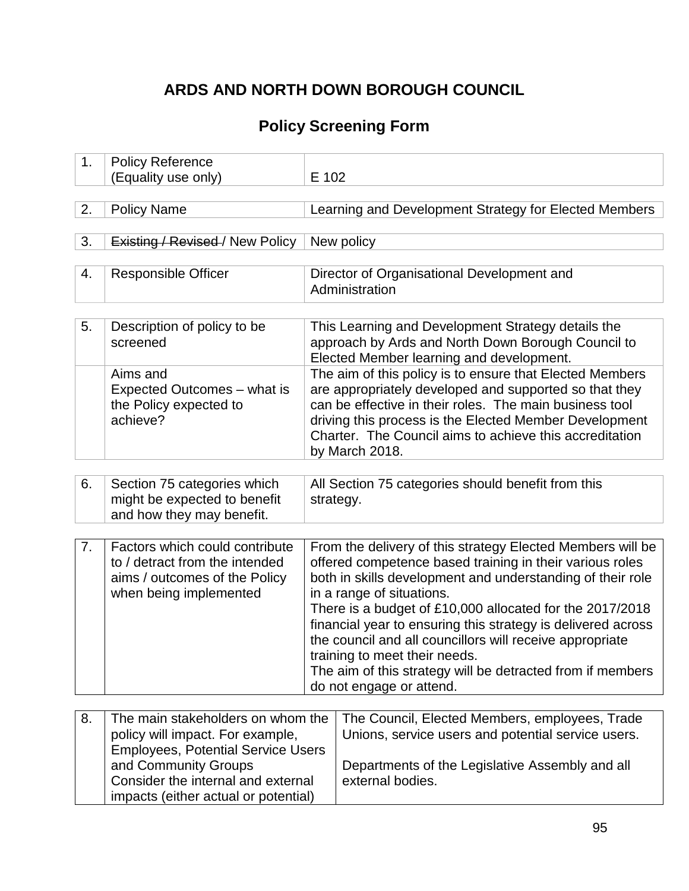# ARDS AND NORTH DOWN BOROUGH COUNCIL

## Policy Screening Form

| | | |
|---|---|---|
| 1. | Policy Reference (Equality use only) | E 102 |

| | | |
|---|---|---|
| 2. | Policy Name | Learning and Development Strategy for Elected Members |

| | | |
|---|---|---|
| 3. | ~~Existing / Revised /~~ New Policy | New policy |

| | | |
|---|---|---|
| 4. | Responsible Officer | Director of Organisational Development and Administration |

| | | |
|---|---|---|
| 5. | Description of policy to be screened | This Learning and Development Strategy details the approach by Ards and North Down Borough Council to Elected Member learning and development. |
| | Aims and Expected Outcomes – what is the Policy expected to achieve? | The aim of this policy is to ensure that Elected Members are appropriately developed and supported so that they can be effective in their roles. The main business tool driving this process is the Elected Member Development Charter. The Council aims to achieve this accreditation by March 2018. |

| | | |
|---|---|---|
| 6. | Section 75 categories which might be expected to benefit and how they may benefit. | All Section 75 categories should benefit from this strategy. |

| | | |
|---|---|---|
| 7. | Factors which could contribute to / detract from the intended aims / outcomes of the Policy when being implemented | From the delivery of this strategy Elected Members will be offered competence based training in their various roles both in skills development and understanding of their role in a range of situations.<br>There is a budget of £10,000 allocated for the 2017/2018 financial year to ensuring this strategy is delivered across the council and all councillors will receive appropriate training to meet their needs.<br>The aim of this strategy will be detracted from if members do not engage or attend. |

| | | |
|---|---|---|
| 8. | The main stakeholders on whom the policy will impact. For example, Employees, Potential Service Users and Community Groups<br>Consider the internal and external impacts (either actual or potential) | The Council, Elected Members, employees, Trade Unions, service users and potential service users.<br><br>Departments of the Legislative Assembly and all external bodies. |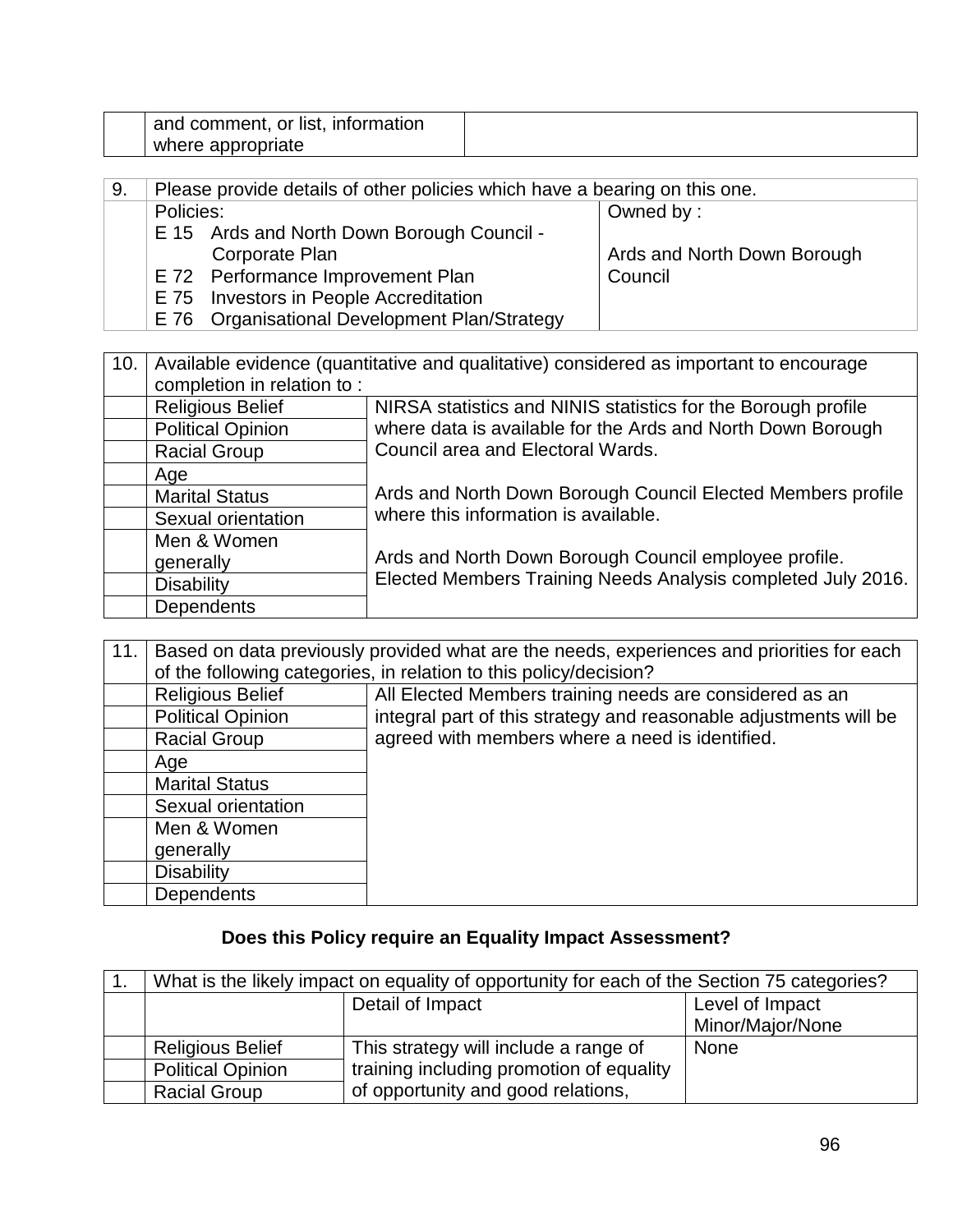|  | and comment, or list, information where appropriate |  |
|---|---|---|

| 9. | Please provide details of other policies which have a bearing on this one. |  |
|---|---|---|
|  | Policies:<br>E 15 Ards and North Down Borough Council - Corporate Plan<br>E 72 Performance Improvement Plan<br>E 75 Investors in People Accreditation<br>E 76 Organisational Development Plan/Strategy | Owned by :<br><br>Ards and North Down Borough Council |

| 10. | Available evidence (quantitative and qualitative) considered as important to encourage completion in relation to : |  |
|---|---|---|
|  | Religious Belief | NIRSA statistics and NINIS statistics for the Borough profile where data is available for the Ards and North Down Borough Council area and Electoral Wards.<br><br>Ards and North Down Borough Council Elected Members profile where this information is available.<br><br>Ards and North Down Borough Council employee profile. Elected Members Training Needs Analysis completed July 2016. |
|  | Political Opinion |  |
|  | Racial Group |  |
|  | Age |  |
|  | Marital Status |  |
|  | Sexual orientation |  |
|  | Men & Women generally |  |
|  | Disability |  |
|  | Dependents |  |

| 11. | Based on data previously provided what are the needs, experiences and priorities for each of the following categories, in relation to this policy/decision? |  |
|---|---|---|
|  | Religious Belief | All Elected Members training needs are considered as an integral part of this strategy and reasonable adjustments will be agreed with members where a need is identified. |
|  | Political Opinion |  |
|  | Racial Group |  |
|  | Age |  |
|  | Marital Status |  |
|  | Sexual orientation |  |
|  | Men & Women generally |  |
|  | Disability |  |
|  | Dependents |  |

**Does this Policy require an Equality Impact Assessment?**

| 1. | What is the likely impact on equality of opportunity for each of the Section 75 categories? |  |  |
|---|---|---|---|
|  |  | Detail of Impact | Level of Impact Minor/Major/None |
|  | Religious Belief | This strategy will include a range of training including promotion of equality of opportunity and good relations, | None |
|  | Political Opinion |  |  |
|  | Racial Group |  |  |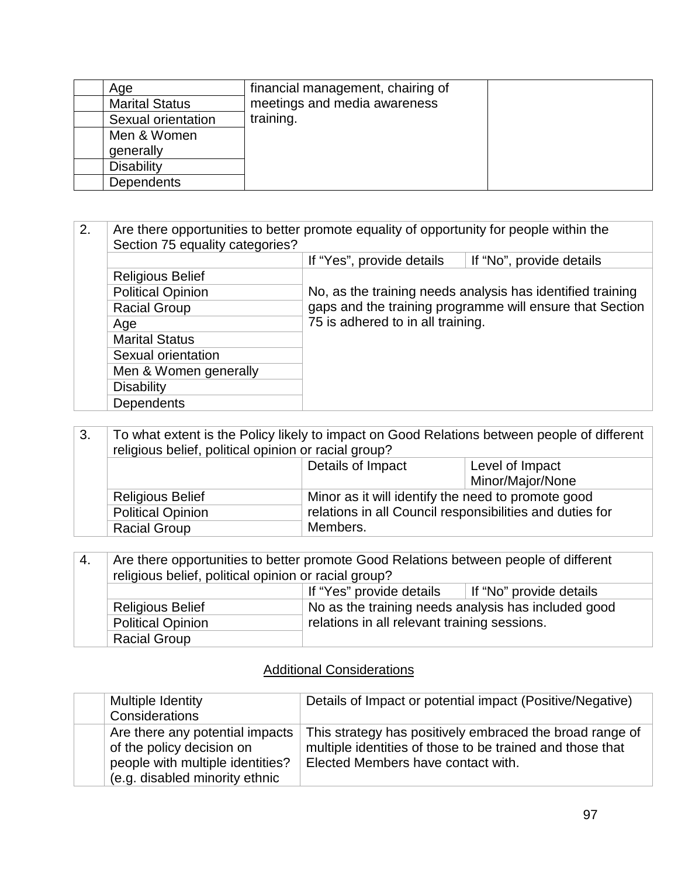| | | | |
|---|---|---|---|
| | Age | financial management, chairing of meetings and media awareness training. | |
| | Marital Status | | |
| | Sexual orientation | | |
| | Men & Women generally | | |
| | Disability | | |
| | Dependents | | |

| 2. | Are there opportunities to better promote equality of opportunity for people within the Section 75 equality categories? | | |
|---|---|---|---|
| | | If "Yes", provide details | If "No", provide details |
| | Religious Belief | No, as the training needs analysis has identified training gaps and the training programme will ensure that Section 75 is adhered to in all training. | |
| | Political Opinion | | |
| | Racial Group | | |
| | Age | | |
| | Marital Status | | |
| | Sexual orientation | | |
| | Men & Women generally | | |
| | Disability | | |
| | Dependents | | |

| 3. | To what extent is the Policy likely to impact on Good Relations between people of different religious belief, political opinion or racial group? | | |
|---|---|---|---|
| | | Details of Impact | Level of Impact Minor/Major/None |
| | Religious Belief | Minor as it will identify the need to promote good relations in all Council responsibilities and duties for Members. | |
| | Political Opinion | | |
| | Racial Group | | |

| 4. | Are there opportunities to better promote Good Relations between people of different religious belief, political opinion or racial group? | | |
|---|---|---|---|
| | | If "Yes" provide details | If "No" provide details |
| | Religious Belief | No as the training needs analysis has included good relations in all relevant training sessions. | |
| | Political Opinion | | |
| | Racial Group | | |

## Additional Considerations

| | Multiple Identity Considerations | Details of Impact or potential impact (Positive/Negative) |
|---|---|---|
| | Are there any potential impacts of the policy decision on people with multiple identities? (e.g. disabled minority ethnic | This strategy has positively embraced the broad range of multiple identities of those to be trained and those that Elected Members have contact with. |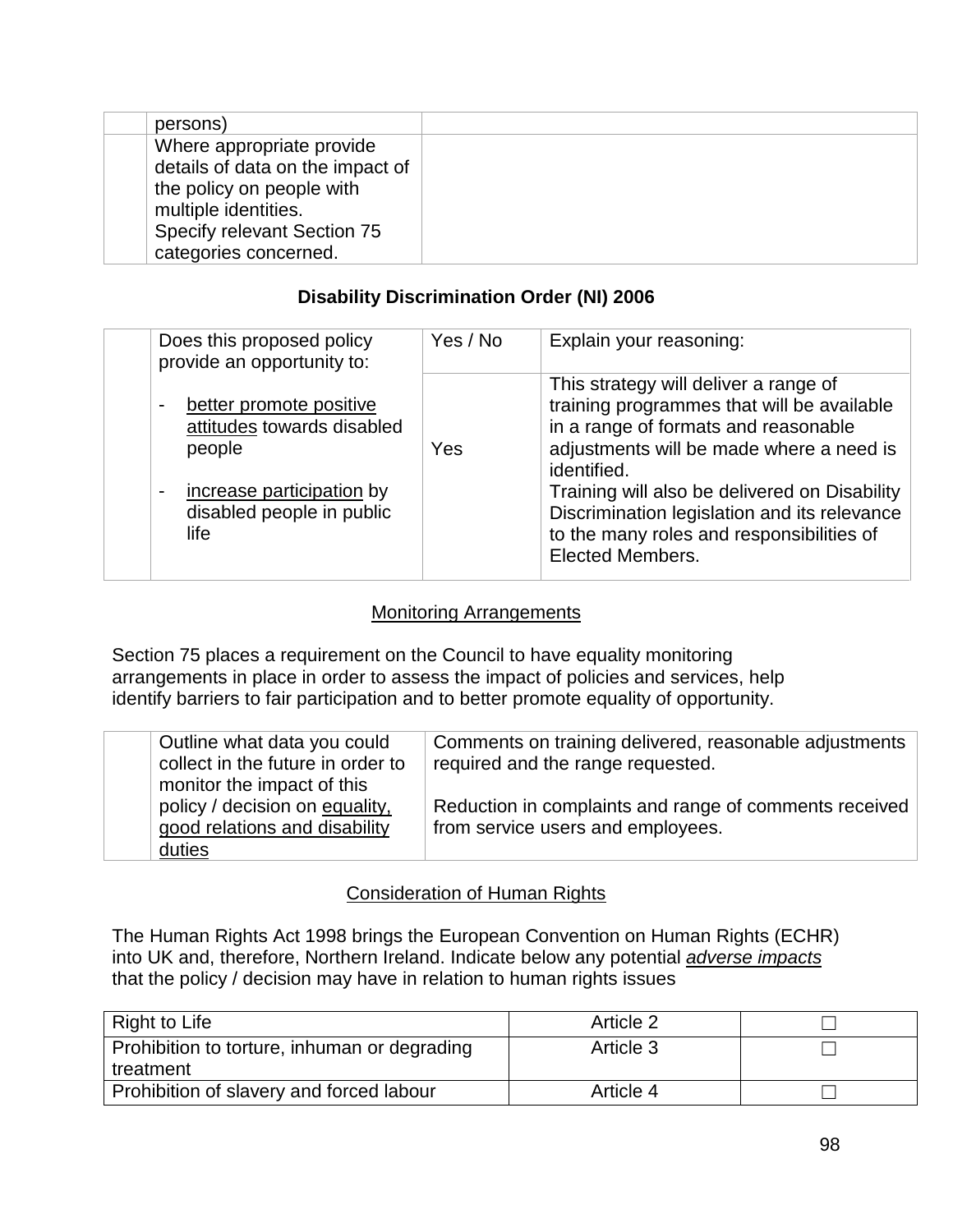| | persons) | |
|---|---|---|
| | Where appropriate provide details of data on the impact of the policy on people with multiple identities. Specify relevant Section 75 categories concerned. | |

**Disability Discrimination Order (NI) 2006**

| | Does this proposed policy provide an opportunity to: | Yes / No | Explain your reasoning: |
|---|---|---|---|
| | - better promote positive attitudes towards disabled people<br><br>- increase participation by disabled people in public life | Yes | This strategy will deliver a range of training programmes that will be available in a range of formats and reasonable adjustments will be made where a need is identified.<br>Training will also be delivered on Disability Discrimination legislation and its relevance to the many roles and responsibilities of Elected Members. |

Monitoring Arrangements

Section 75 places a requirement on the Council to have equality monitoring arrangements in place in order to assess the impact of policies and services, help identify barriers to fair participation and to better promote equality of opportunity.

| | Outline what data you could collect in the future in order to monitor the impact of this policy / decision on equality, good relations and disability duties | Comments on training delivered, reasonable adjustments required and the range requested.<br><br>Reduction in complaints and range of comments received from service users and employees. |
|---|---|---|

Consideration of Human Rights

The Human Rights Act 1998 brings the European Convention on Human Rights (ECHR) into UK and, therefore, Northern Ireland. Indicate below any potential *adverse impacts* that the policy / decision may have in relation to human rights issues

| Right to Life | Article 2 | ☐ |
|---|---|---|
| Prohibition to torture, inhuman or degrading treatment | Article 3 | ☐ |
| Prohibition of slavery and forced labour | Article 4 | ☐ |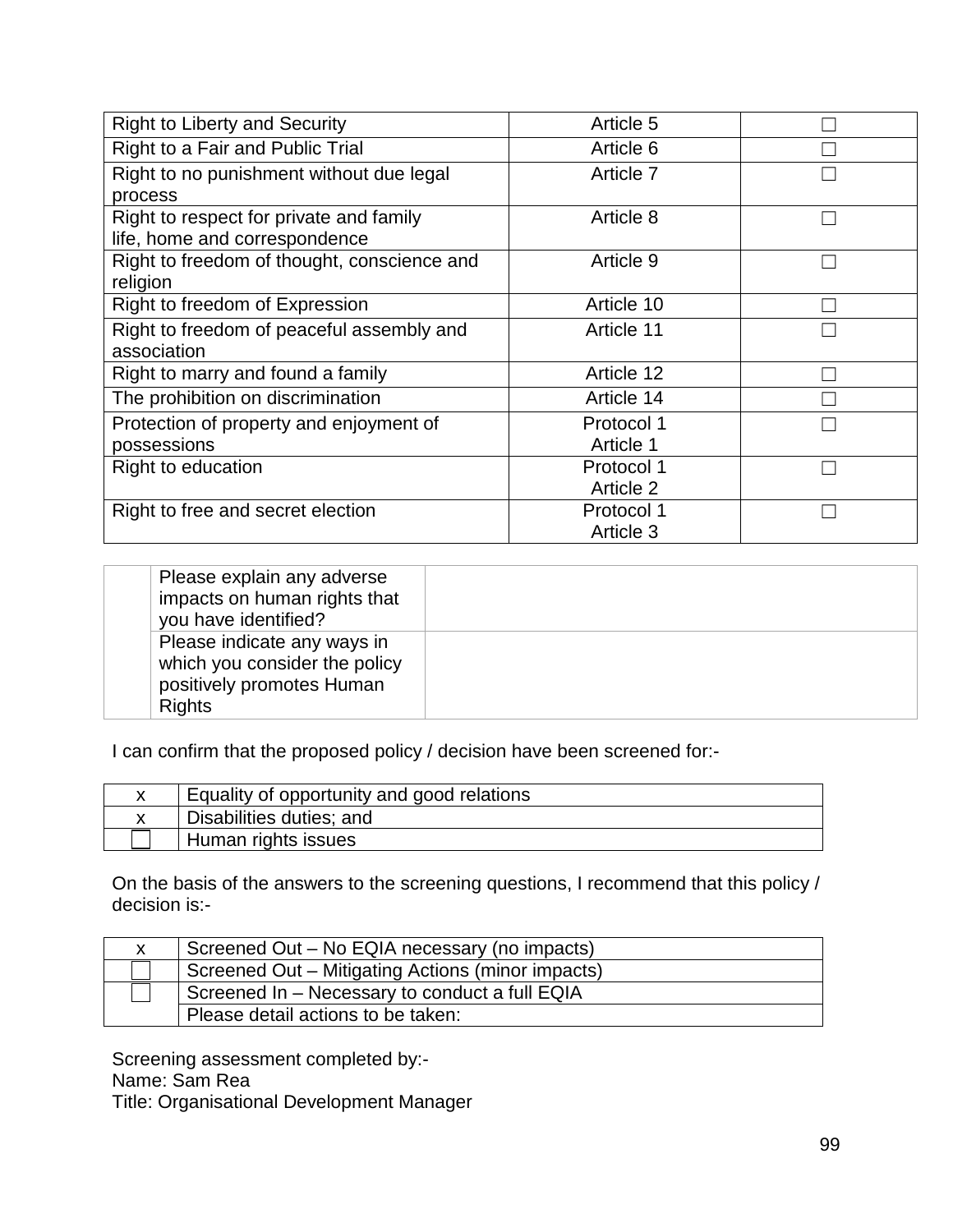| | | |
|---|---|---|
| Right to Liberty and Security | Article 5 | ☐ |
| Right to a Fair and Public Trial | Article 6 | ☐ |
| Right to no punishment without due legal process | Article 7 | ☐ |
| Right to respect for private and family life, home and correspondence | Article 8 | ☐ |
| Right to freedom of thought, conscience and religion | Article 9 | ☐ |
| Right to freedom of Expression | Article 10 | ☐ |
| Right to freedom of peaceful assembly and association | Article 11 | ☐ |
| Right to marry and found a family | Article 12 | ☐ |
| The prohibition on discrimination | Article 14 | ☐ |
| Protection of property and enjoyment of possessions | Protocol 1 Article 1 | ☐ |
| Right to education | Protocol 1 Article 2 | ☐ |
| Right to free and secret election | Protocol 1 Article 3 | ☐ |

| | | |
|---|---|---|
| | Please explain any adverse impacts on human rights that you have identified? | |
| | Please indicate any ways in which you consider the policy positively promotes Human Rights | |

I can confirm that the proposed policy / decision have been screened for:-

| | |
|---|---|
| x | Equality of opportunity and good relations |
| x | Disabilities duties; and |
| ☐ | Human rights issues |

On the basis of the answers to the screening questions, I recommend that this policy / decision is:-

| | |
|---|---|
| x | Screened Out – No EQIA necessary (no impacts) |
| ☐ | Screened Out – Mitigating Actions (minor impacts) |
| ☐ | Screened In – Necessary to conduct a full EQIA |
| | Please detail actions to be taken: |

Screening assessment completed by:-
Name: Sam Rea
Title: Organisational Development Manager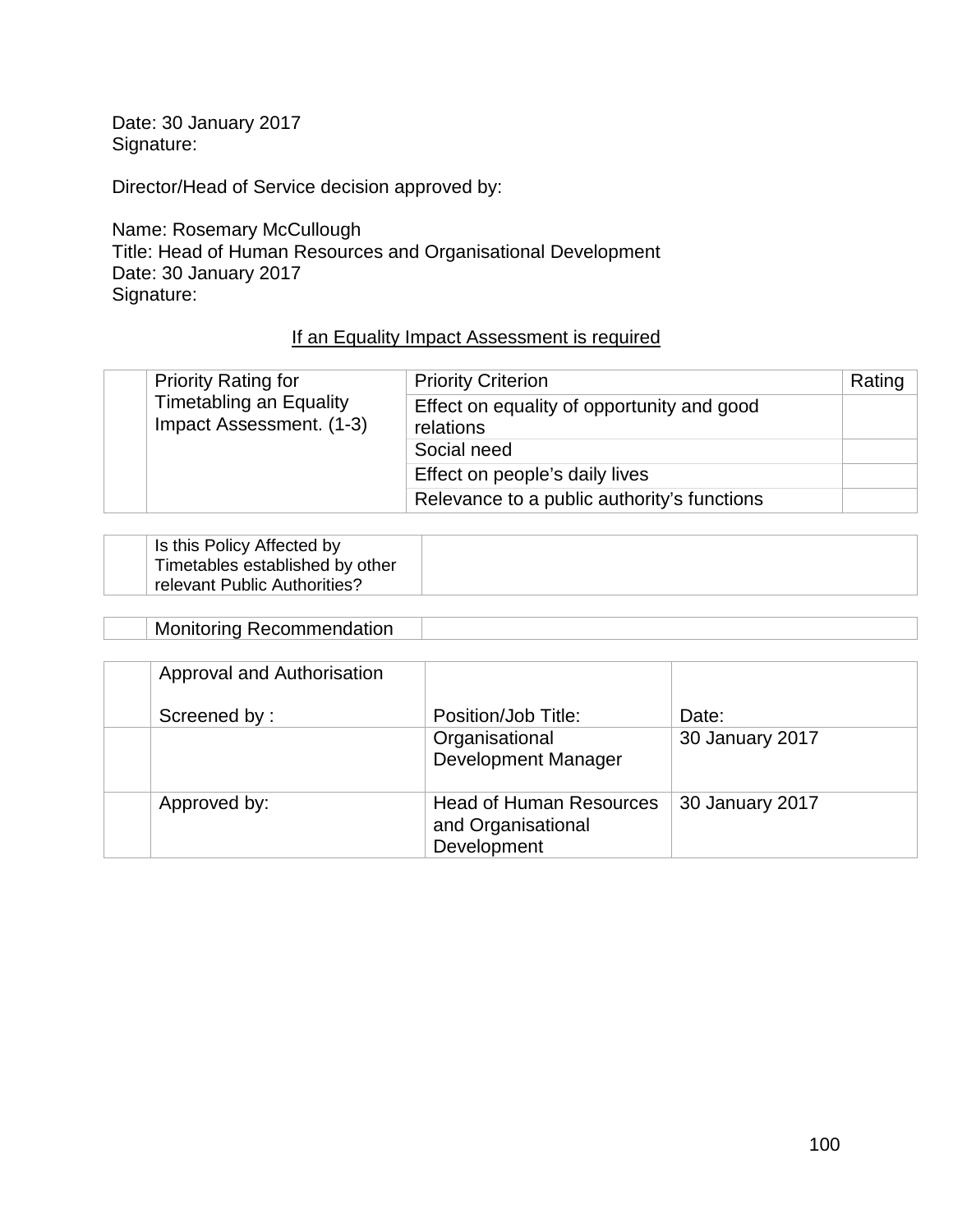Date: 30 January 2017
Signature:

Director/Head of Service decision approved by:

Name: Rosemary McCullough
Title: Head of Human Resources and Organisational Development
Date: 30 January 2017
Signature:

<u>If an Equality Impact Assessment is required</u>

| | | | |
|---|---|---|---|
| | Priority Rating for Timetabling an Equality Impact Assessment. (1-3) | Priority Criterion | Rating |
| | | Effect on equality of opportunity and good relations | |
| | | Social need | |
| | | Effect on people's daily lives | |
| | | Relevance to a public authority's functions | |

| | | |
|---|---|---|
| | Is this Policy Affected by Timetables established by other relevant Public Authorities? | |

| | | |
|---|---|---|
| | Monitoring Recommendation | |

| | | | |
|---|---|---|---|
| | Approval and Authorisation<br><br>Screened by : | Position/Job Title: | Date: |
| | | Organisational Development Manager | 30 January 2017 |
| | Approved by: | Head of Human Resources and Organisational Development | 30 January 2017 |